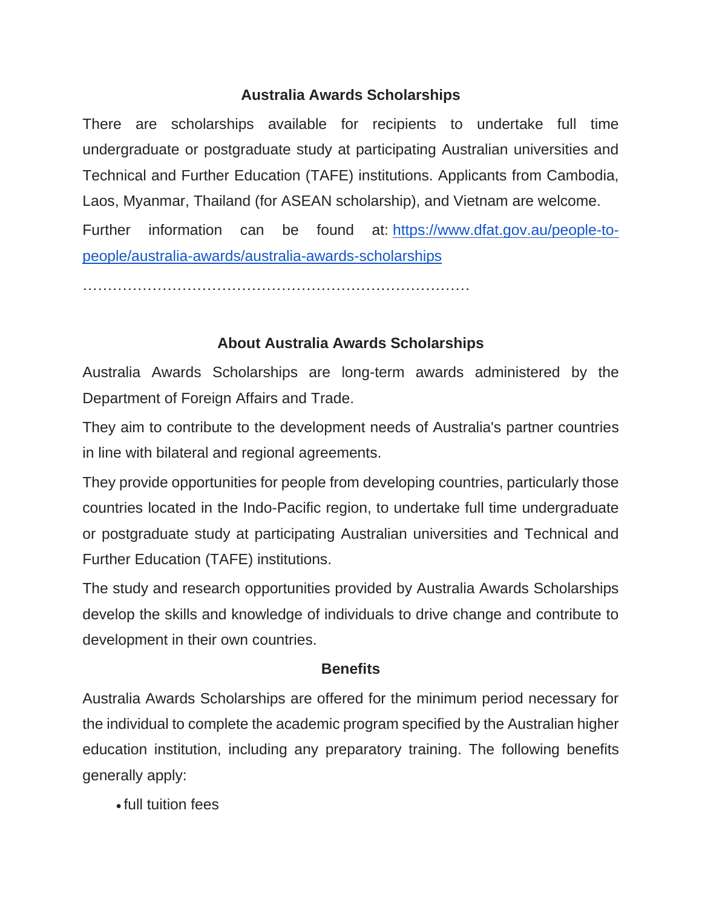## Australia Awards Scholarships

There are scholarships available for recipients to undertake full time undergraduate or postgraduate study at participating Australian universities and Technical and Further Education (TAFE) institutions. Applicants from Cambodia, Laos, Myanmar, Thailand (for ASEAN scholarship), and Vietnam are welcome.

Further information can be found at: [https://www.dfat.gov.au/people-to-people/australia-awards/australia-awards-scholarships](https://www.dfat.gov.au/people-to-people/australia-awards/australia-awards-scholarships)

…………………………………………………………………

## About Australia Awards Scholarships

Australia Awards Scholarships are long-term awards administered by the Department of Foreign Affairs and Trade.

They aim to contribute to the development needs of Australia's partner countries in line with bilateral and regional agreements.

They provide opportunities for people from developing countries, particularly those countries located in the Indo-Pacific region, to undertake full time undergraduate or postgraduate study at participating Australian universities and Technical and Further Education (TAFE) institutions.

The study and research opportunities provided by Australia Awards Scholarships develop the skills and knowledge of individuals to drive change and contribute to development in their own countries.

### Benefits

Australia Awards Scholarships are offered for the minimum period necessary for the individual to complete the academic program specified by the Australian higher education institution, including any preparatory training. The following benefits generally apply:

- full tuition fees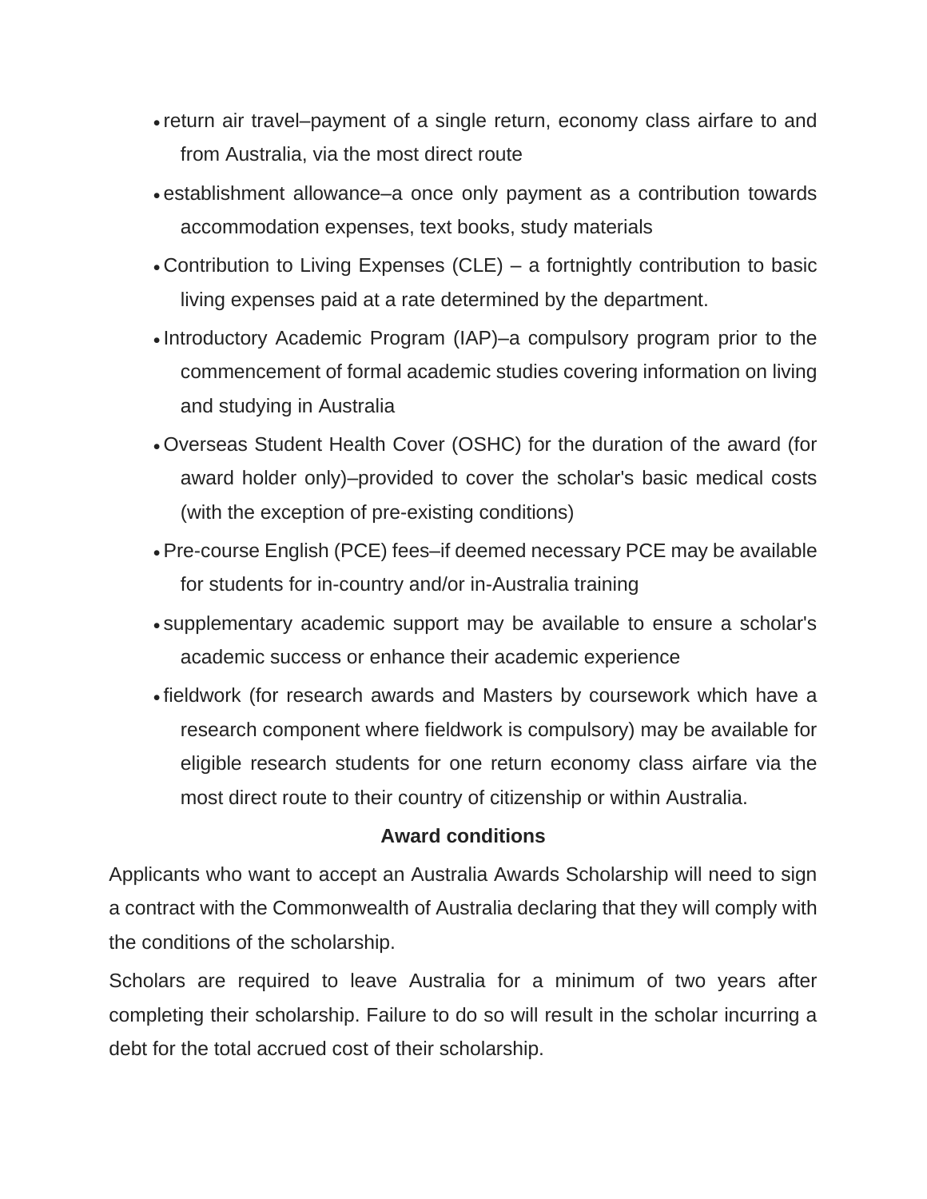- return air travel–payment of a single return, economy class airfare to and from Australia, via the most direct route
- establishment allowance–a once only payment as a contribution towards accommodation expenses, text books, study materials
- Contribution to Living Expenses (CLE) – a fortnightly contribution to basic living expenses paid at a rate determined by the department.
- Introductory Academic Program (IAP)–a compulsory program prior to the commencement of formal academic studies covering information on living and studying in Australia
- Overseas Student Health Cover (OSHC) for the duration of the award (for award holder only)–provided to cover the scholar's basic medical costs (with the exception of pre-existing conditions)
- Pre-course English (PCE) fees–if deemed necessary PCE may be available for students for in-country and/or in-Australia training
- supplementary academic support may be available to ensure a scholar's academic success or enhance their academic experience
- fieldwork (for research awards and Masters by coursework which have a research component where fieldwork is compulsory) may be available for eligible research students for one return economy class airfare via the most direct route to their country of citizenship or within Australia.

## Award conditions

Applicants who want to accept an Australia Awards Scholarship will need to sign a contract with the Commonwealth of Australia declaring that they will comply with the conditions of the scholarship.

Scholars are required to leave Australia for a minimum of two years after completing their scholarship. Failure to do so will result in the scholar incurring a debt for the total accrued cost of their scholarship.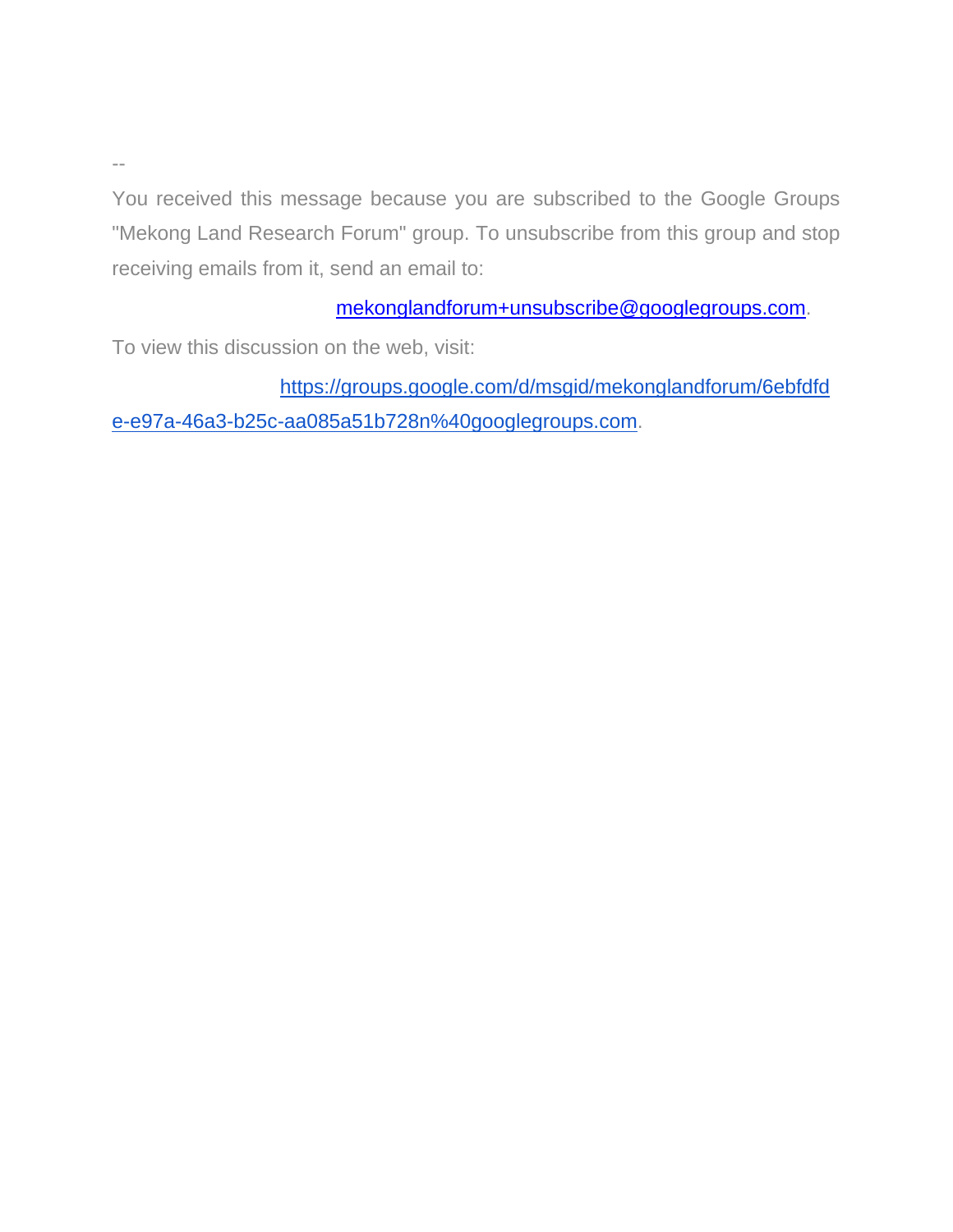--

You received this message because you are subscribed to the Google Groups "Mekong Land Research Forum" group. To unsubscribe from this group and stop receiving emails from it, send an email to:

mekonglandforum+unsubscribe@googlegroups.com.

To view this discussion on the web, visit:

https://groups.google.com/d/msgid/mekonglandforum/6ebfdfde-e97a-46a3-b25c-aa085a51b728n%40googlegroups.com.